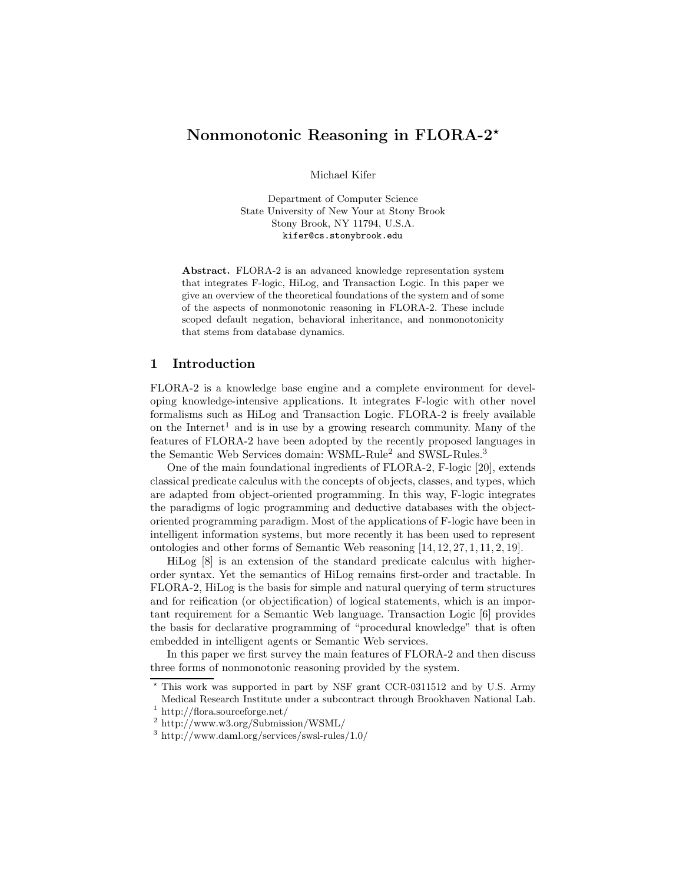# Nonmonotonic Reasoning in FLORA-2[⋆]

Michael Kifer

Department of Computer Science
State University of New Your at Stony Brook
Stony Brook, NY 11794, U.S.A.
kifer@cs.stonybrook.edu

**Abstract.** FLORA-2 is an advanced knowledge representation system that integrates F-logic, HiLog, and Transaction Logic. In this paper we give an overview of the theoretical foundations of the system and of some of the aspects of nonmonotonic reasoning in FLORA-2. These include scoped default negation, behavioral inheritance, and nonmonotonicity that stems from database dynamics.

## 1 Introduction

FLORA-2 is a knowledge base engine and a complete environment for developing knowledge-intensive applications. It integrates F-logic with other novel formalisms such as HiLog and Transaction Logic. FLORA-2 is freely available on the Internet[1] and is in use by a growing research community. Many of the features of FLORA-2 have been adopted by the recently proposed languages in the Semantic Web Services domain: WSML-Rule[2] and SWSL-Rules.[3]

One of the main foundational ingredients of FLORA-2, F-logic [20], extends classical predicate calculus with the concepts of objects, classes, and types, which are adapted from object-oriented programming. In this way, F-logic integrates the paradigms of logic programming and deductive databases with the object-oriented programming paradigm. Most of the applications of F-logic have been in intelligent information systems, but more recently it has been used to represent ontologies and other forms of Semantic Web reasoning [14, 12, 27, 1, 11, 2, 19].

HiLog [8] is an extension of the standard predicate calculus with higher-order syntax. Yet the semantics of HiLog remains first-order and tractable. In FLORA-2, HiLog is the basis for simple and natural querying of term structures and for reification (or objectification) of logical statements, which is an important requirement for a Semantic Web language. Transaction Logic [6] provides the basis for declarative programming of "procedural knowledge" that is often embedded in intelligent agents or Semantic Web services.

In this paper we first survey the main features of FLORA-2 and then discuss three forms of nonmonotonic reasoning provided by the system.

[⋆] This work was supported in part by NSF grant CCR-0311512 and by U.S. Army Medical Research Institute under a subcontract through Brookhaven National Lab.

[1] http://flora.sourceforge.net/

[2] http://www.w3.org/Submission/WSML/

[3] http://www.daml.org/services/swsl-rules/1.0/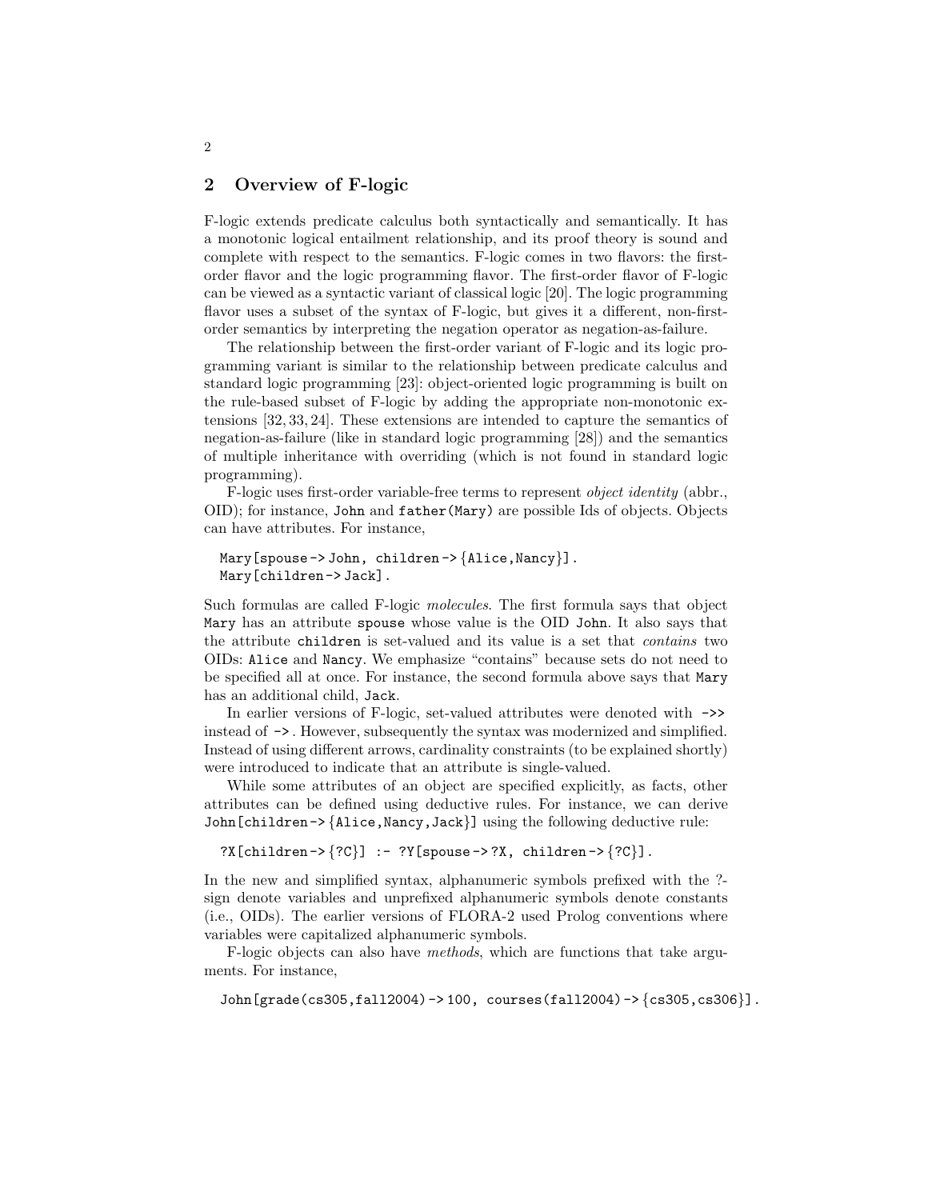## 2 Overview of F-logic

F-logic extends predicate calculus both syntactically and semantically. It has a monotonic logical entailment relationship, and its proof theory is sound and complete with respect to the semantics. F-logic comes in two flavors: the first-order flavor and the logic programming flavor. The first-order flavor of F-logic can be viewed as a syntactic variant of classical logic [20]. The logic programming flavor uses a subset of the syntax of F-logic, but gives it a different, non-first-order semantics by interpreting the negation operator as negation-as-failure.

The relationship between the first-order variant of F-logic and its logic programming variant is similar to the relationship between predicate calculus and standard logic programming [23]: object-oriented logic programming is built on the rule-based subset of F-logic by adding the appropriate non-monotonic extensions [32, 33, 24]. These extensions are intended to capture the semantics of negation-as-failure (like in standard logic programming [28]) and the semantics of multiple inheritance with overriding (which is not found in standard logic programming).

F-logic uses first-order variable-free terms to represent *object identity* (abbr., OID); for instance, `John` and `father(Mary)` are possible Ids of objects. Objects can have attributes. For instance,

```
Mary[spouse -> John, children -> {Alice,Nancy}].
Mary[children -> Jack].
```

Such formulas are called F-logic *molecules*. The first formula says that object `Mary` has an attribute `spouse` whose value is the OID `John`. It also says that the attribute `children` is set-valued and its value is a set that *contains* two OIDs: `Alice` and `Nancy`. We emphasize "contains" because sets do not need to be specified all at once. For instance, the second formula above says that `Mary` has an additional child, `Jack`.

In earlier versions of F-logic, set-valued attributes were denoted with `->>` instead of `->`. However, subsequently the syntax was modernized and simplified. Instead of using different arrows, cardinality constraints (to be explained shortly) were introduced to indicate that an attribute is single-valued.

While some attributes of an object are specified explicitly, as facts, other attributes can be defined using deductive rules. For instance, we can derive `John[children -> {Alice,Nancy,Jack}]` using the following deductive rule:

```
?X[children -> {?C}] :- ?Y[spouse -> ?X, children -> {?C}].
```

In the new and simplified syntax, alphanumeric symbols prefixed with the ?-sign denote variables and unprefixed alphanumeric symbols denote constants (i.e., OIDs). The earlier versions of FLORA-2 used Prolog conventions where variables were capitalized alphanumeric symbols.

F-logic objects can also have *methods*, which are functions that take arguments. For instance,

```
John[grade(cs305,fall2004) -> 100, courses(fall2004) -> {cs305,cs306}].
```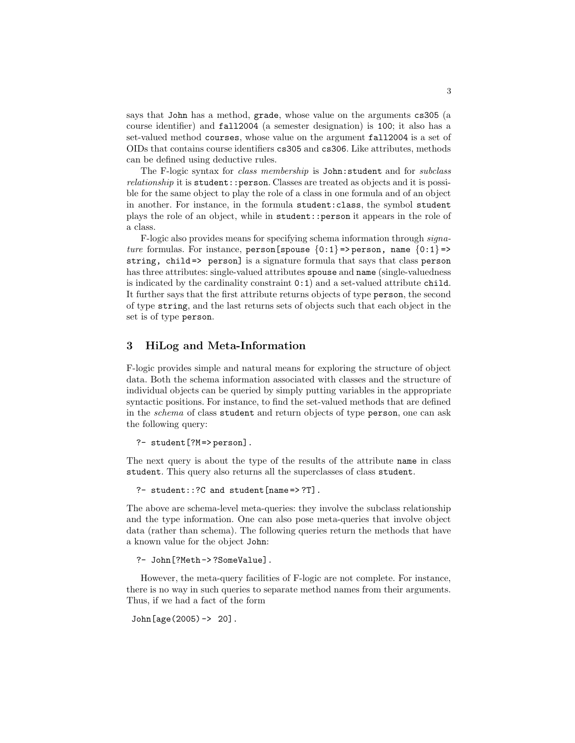says that `John` has a method, `grade`, whose value on the arguments `cs305` (a course identifier) and `fall2004` (a semester designation) is `100`; it also has a set-valued method `courses`, whose value on the argument `fall2004` is a set of OIDs that contains course identifiers `cs305` and `cs306`. Like attributes, methods can be defined using deductive rules.

The F-logic syntax for *class membership* is `John:student` and for *subclass relationship* it is `student::person`. Classes are treated as objects and it is possible for the same object to play the role of a class in one formula and of an object in another. For instance, in the formula `student:class`, the symbol `student` plays the role of an object, while in `student::person` it appears in the role of a class.

F-logic also provides means for specifying schema information through *signature* formulas. For instance, `person[spouse {0:1}=>person, name {0:1}=> string, child=> person]` is a signature formula that says that class `person` has three attributes: single-valued attributes `spouse` and `name` (single-valuedness is indicated by the cardinality constraint `0:1`) and a set-valued attribute `child`. It further says that the first attribute returns objects of type `person`, the second of type `string`, and the last returns sets of objects such that each object in the set is of type `person`.

## 3 HiLog and Meta-Information

F-logic provides simple and natural means for exploring the structure of object data. Both the schema information associated with classes and the structure of individual objects can be queried by simply putting variables in the appropriate syntactic positions. For instance, to find the set-valued methods that are defined in the *schema* of class `student` and return objects of type `person`, one can ask the following query:

```
?- student[?M=>person].
```

The next query is about the type of the results of the attribute `name` in class `student`. This query also returns all the superclasses of class `student`.

```
?- student::?C and student[name=>?T].
```

The above are schema-level meta-queries: they involve the subclass relationship and the type information. One can also pose meta-queries that involve object data (rather than schema). The following queries return the methods that have a known value for the object `John`:

```
?- John[?Meth->?SomeValue].
```

However, the meta-query facilities of F-logic are not complete. For instance, there is no way in such queries to separate method names from their arguments. Thus, if we had a fact of the form

```
John[age(2005)-> 20].
```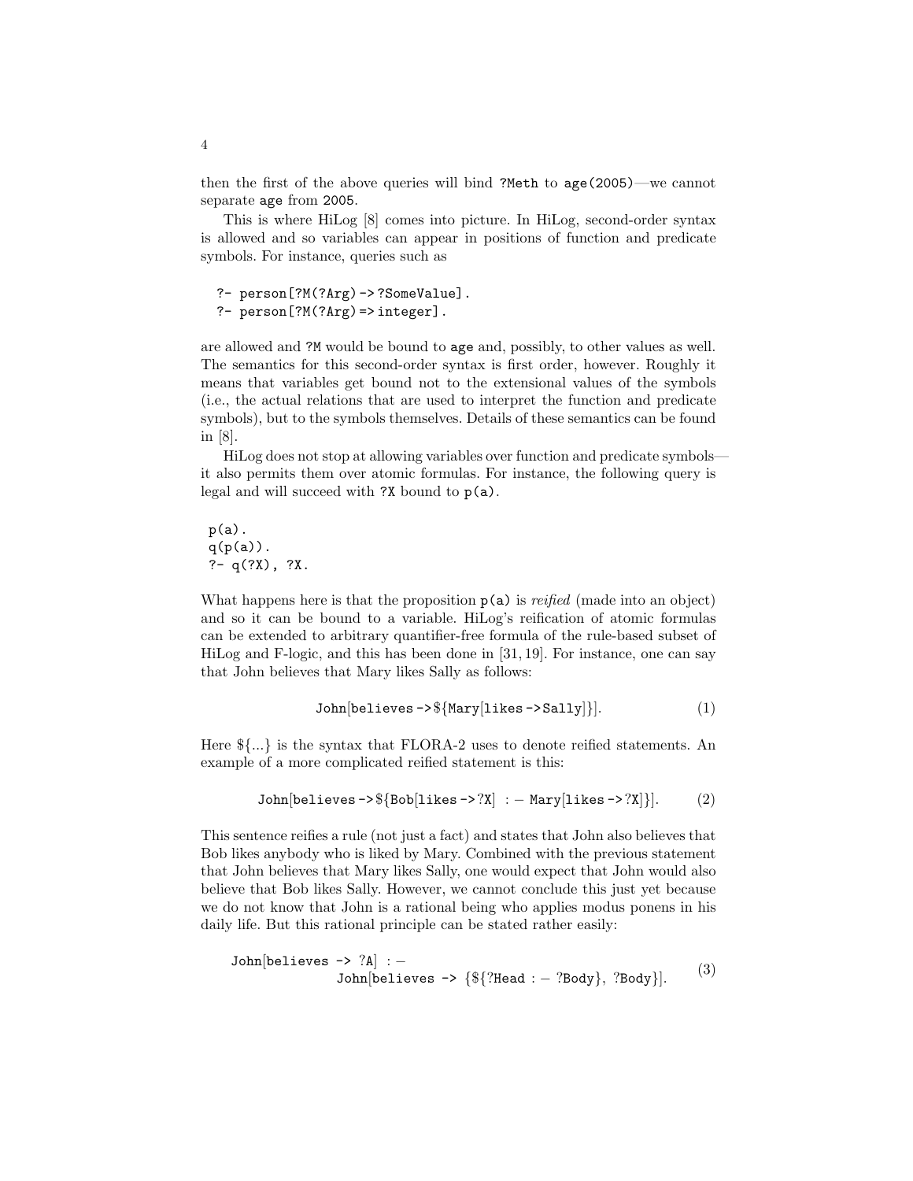then the first of the above queries will bind `?Meth` to `age(2005)`—we cannot separate `age` from `2005`.

This is where HiLog [8] comes into picture. In HiLog, second-order syntax is allowed and so variables can appear in positions of function and predicate symbols. For instance, queries such as

```
?- person[?M(?Arg) -> ?SomeValue].
?- person[?M(?Arg) => integer].
```

are allowed and `?M` would be bound to `age` and, possibly, to other values as well. The semantics for this second-order syntax is first order, however. Roughly it means that variables get bound not to the extensional values of the symbols (i.e., the actual relations that are used to interpret the function and predicate symbols), but to the symbols themselves. Details of these semantics can be found in [8].

HiLog does not stop at allowing variables over function and predicate symbols—it also permits them over atomic formulas. For instance, the following query is legal and will succeed with `?X` bound to `p(a)`.

```
p(a).
q(p(a)).
?- q(?X), ?X.
```

What happens here is that the proposition `p(a)` is *reified* (made into an object) and so it can be bound to a variable. HiLog's reification of atomic formulas can be extended to arbitrary quantifier-free formula of the rule-based subset of HiLog and F-logic, and this has been done in [31, 19]. For instance, one can say that John believes that Mary likes Sally as follows:

```
John[believes -> ${Mary[likes -> Sally]}].        (1)
```

Here `${...}` is the syntax that FLORA-2 uses to denote reified statements. An example of a more complicated reified statement is this:

```
John[believes -> ${Bob[likes -> ?X] :- Mary[likes -> ?X]}].        (2)
```

This sentence reifies a rule (not just a fact) and states that John also believes that Bob likes anybody who is liked by Mary. Combined with the previous statement that John believes that Mary likes Sally, one would expect that John would also believe that Bob likes Sally. However, we cannot conclude this just yet because we do not know that John is a rational being who applies modus ponens in his daily life. But this rational principle can be stated rather easily:

```
John[believes -> ?A] :-
            John[believes -> {${?Head :- ?Body}, ?Body}].        (3)
```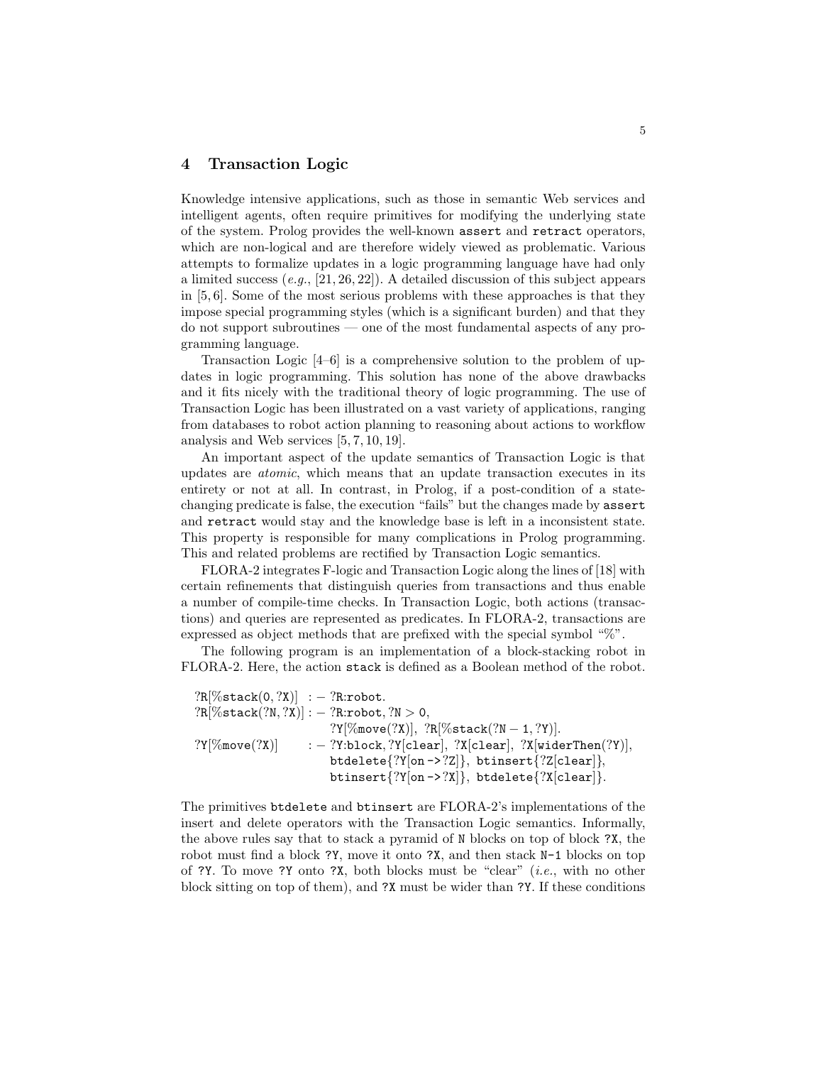## 4 Transaction Logic

Knowledge intensive applications, such as those in semantic Web services and intelligent agents, often require primitives for modifying the underlying state of the system. Prolog provides the well-known `assert` and `retract` operators, which are non-logical and are therefore widely viewed as problematic. Various attempts to formalize updates in a logic programming language have had only a limited success (*e.g.*, [21, 26, 22]). A detailed discussion of this subject appears in [5, 6]. Some of the most serious problems with these approaches is that they impose special programming styles (which is a significant burden) and that they do not support subroutines — one of the most fundamental aspects of any programming language.

Transaction Logic [4–6] is a comprehensive solution to the problem of updates in logic programming. This solution has none of the above drawbacks and it fits nicely with the traditional theory of logic programming. The use of Transaction Logic has been illustrated on a vast variety of applications, ranging from databases to robot action planning to reasoning about actions to workflow analysis and Web services [5, 7, 10, 19].

An important aspect of the update semantics of Transaction Logic is that updates are *atomic*, which means that an update transaction executes in its entirety or not at all. In contrast, in Prolog, if a post-condition of a state-changing predicate is false, the execution "fails" but the changes made by `assert` and `retract` would stay and the knowledge base is left in a inconsistent state. This property is responsible for many complications in Prolog programming. This and related problems are rectified by Transaction Logic semantics.

FLORA-2 integrates F-logic and Transaction Logic along the lines of [18] with certain refinements that distinguish queries from transactions and thus enable a number of compile-time checks. In Transaction Logic, both actions (transactions) and queries are represented as predicates. In FLORA-2, transactions are expressed as object methods that are prefixed with the special symbol "%".

The following program is an implementation of a block-stacking robot in FLORA-2. Here, the action `stack` is defined as a Boolean method of the robot.

```
?R[%stack(0,?X)]  :- ?R:robot.
?R[%stack(?N,?X)] :- ?R:robot, ?N > 0,
                     ?Y[%move(?X)], ?R[%stack(?N-1,?Y)].
?Y[%move(?X)]     :- ?Y:block, ?Y[clear], ?X[clear], ?X[widerThen(?Y)],
                     btdelete{?Y[on->?Z]}, btinsert{?Z[clear]},
                     btinsert{?Y[on->?X]}, btdelete{?X[clear]}.
```

The primitives `btdelete` and `btinsert` are FLORA-2's implementations of the insert and delete operators with the Transaction Logic semantics. Informally, the above rules say that to stack a pyramid of `N` blocks on top of block `?X`, the robot must find a block `?Y`, move it onto `?X`, and then stack `N-1` blocks on top of `?Y`. To move `?Y` onto `?X`, both blocks must be "clear" (*i.e.*, with no other block sitting on top of them), and `?X` must be wider than `?Y`. If these conditions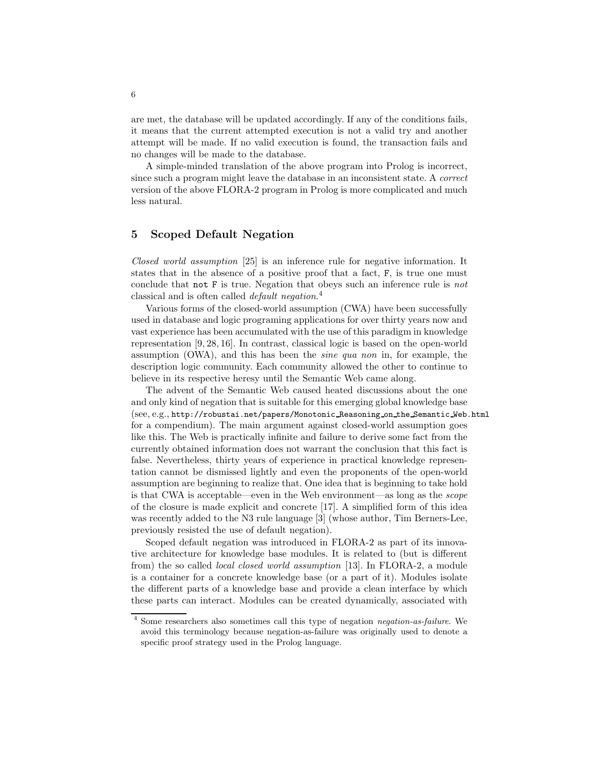are met, the database will be updated accordingly. If any of the conditions fails, it means that the current attempted execution is not a valid try and another attempt will be made. If no valid execution is found, the transaction fails and no changes will be made to the database.

A simple-minded translation of the above program into Prolog is incorrect, since such a program might leave the database in an inconsistent state. A *correct* version of the above FLORA-2 program in Prolog is more complicated and much less natural.

## 5 Scoped Default Negation

*Closed world assumption* [25] is an inference rule for negative information. It states that in the absence of a positive proof that a fact, `F`, is true one must conclude that `not F` is true. Negation that obeys such an inference rule is *not* classical and is often called *default negation*.[4]

Various forms of the closed-world assumption (CWA) have been successfully used in database and logic programing applications for over thirty years now and vast experience has been accumulated with the use of this paradigm in knowledge representation [9, 28, 16]. In contrast, classical logic is based on the open-world assumption (OWA), and this has been the *sine qua non* in, for example, the description logic community. Each community allowed the other to continue to believe in its respective heresy until the Semantic Web came along.

The advent of the Semantic Web caused heated discussions about the one and only kind of negation that is suitable for this emerging global knowledge base (see, e.g., `http://robustai.net/papers/Monotonic_Reasoning_on_the_Semantic_Web.html` for a compendium). The main argument against closed-world assumption goes like this. The Web is practically infinite and failure to derive some fact from the currently obtained information does not warrant the conclusion that this fact is false. Nevertheless, thirty years of experience in practical knowledge representation cannot be dismissed lightly and even the proponents of the open-world assumption are beginning to realize that. One idea that is beginning to take hold is that CWA is acceptable—even in the Web environment—as long as the *scope* of the closure is made explicit and concrete [17]. A simplified form of this idea was recently added to the N3 rule language [3] (whose author, Tim Berners-Lee, previously resisted the use of default negation).

Scoped default negation was introduced in FLORA-2 as part of its innovative architecture for knowledge base modules. It is related to (but is different from) the so called *local closed world assumption* [13]. In FLORA-2, a module is a container for a concrete knowledge base (or a part of it). Modules isolate the different parts of a knowledge base and provide a clean interface by which these parts can interact. Modules can be created dynamically, associated with

[4] Some researchers also sometimes call this type of negation *negation-as-failure*. We avoid this terminology because negation-as-failure was originally used to denote a specific proof strategy used in the Prolog language.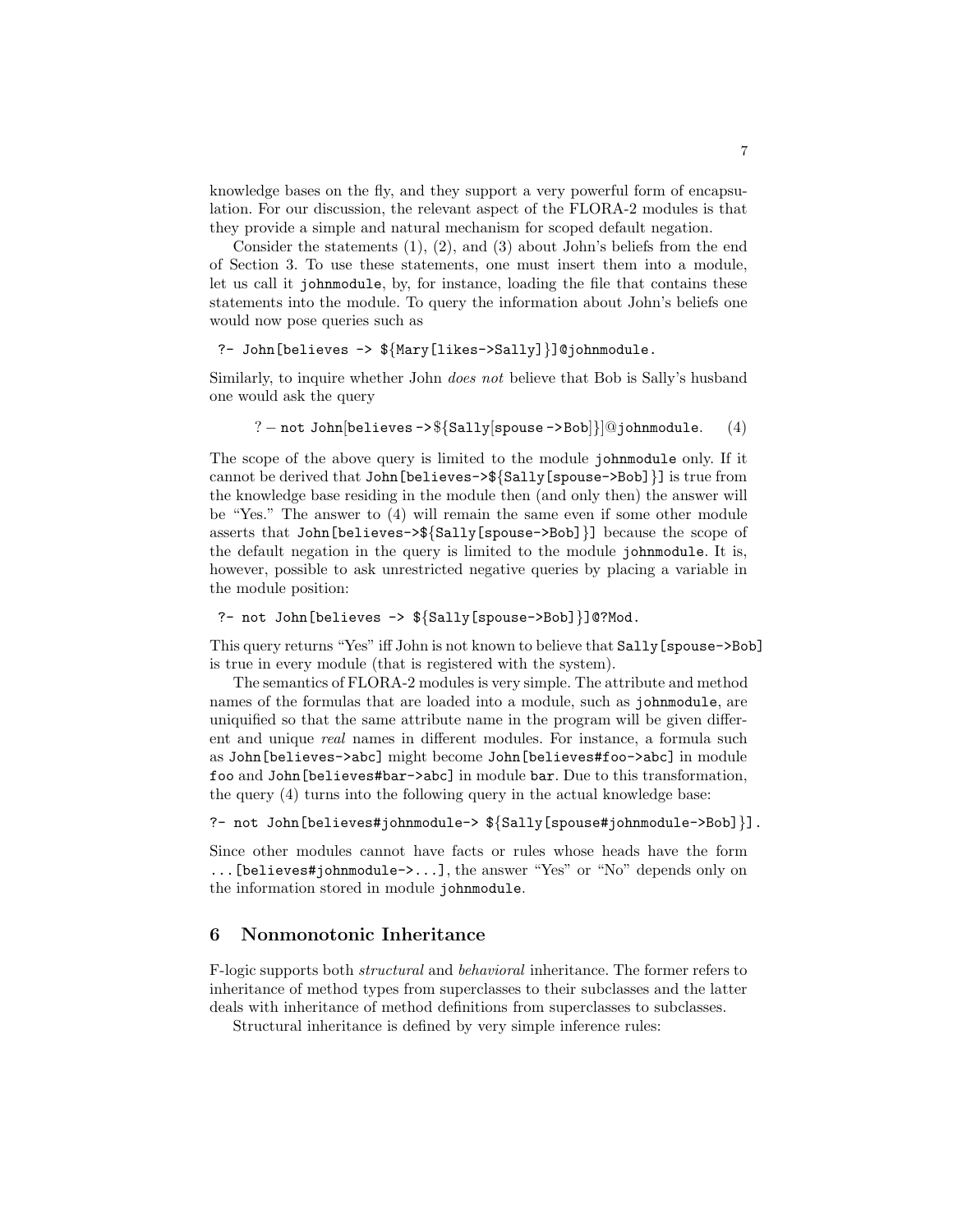knowledge bases on the fly, and they support a very powerful form of encapsulation. For our discussion, the relevant aspect of the FLORA-2 modules is that they provide a simple and natural mechanism for scoped default negation.

Consider the statements (1), (2), and (3) about John's beliefs from the end of Section 3. To use these statements, one must insert them into a module, let us call it `johnmodule`, by, for instance, loading the file that contains these statements into the module. To query the information about John's beliefs one would now pose queries such as

```
?- John[believes -> ${Mary[likes->Sally]}]@johnmodule.
```

Similarly, to inquire whether John *does not* believe that Bob is Sally's husband one would ask the query

$$?-\ \texttt{not John[believes->\$\{Sally[spouse->Bob]\}]@johnmodule}. \qquad (4)$$

The scope of the above query is limited to the module `johnmodule` only. If it cannot be derived that `John[believes->${Sally[spouse->Bob]}]` is true from the knowledge base residing in the module then (and only then) the answer will be "Yes." The answer to (4) will remain the same even if some other module asserts that `John[believes->${Sally[spouse->Bob]}]` because the scope of the default negation in the query is limited to the module `johnmodule`. It is, however, possible to ask unrestricted negative queries by placing a variable in the module position:

```
?- not John[believes -> ${Sally[spouse->Bob]}]@?Mod.
```

This query returns "Yes" iff John is not known to believe that `Sally[spouse->Bob]` is true in every module (that is registered with the system).

The semantics of FLORA-2 modules is very simple. The attribute and method names of the formulas that are loaded into a module, such as `johnmodule`, are uniquified so that the same attribute name in the program will be given different and unique *real* names in different modules. For instance, a formula such as `John[believes->abc]` might become `John[believes#foo->abc]` in module `foo` and `John[believes#bar->abc]` in module `bar`. Due to this transformation, the query (4) turns into the following query in the actual knowledge base:

```
?- not John[believes#johnmodule-> ${Sally[spouse#johnmodule->Bob]}].
```

Since other modules cannot have facts or rules whose heads have the form `...[believes#johnmodule->...]`, the answer "Yes" or "No" depends only on the information stored in module `johnmodule`.

## 6 Nonmonotonic Inheritance

F-logic supports both *structural* and *behavioral* inheritance. The former refers to inheritance of method types from superclasses to their subclasses and the latter deals with inheritance of method definitions from superclasses to subclasses.

Structural inheritance is defined by very simple inference rules: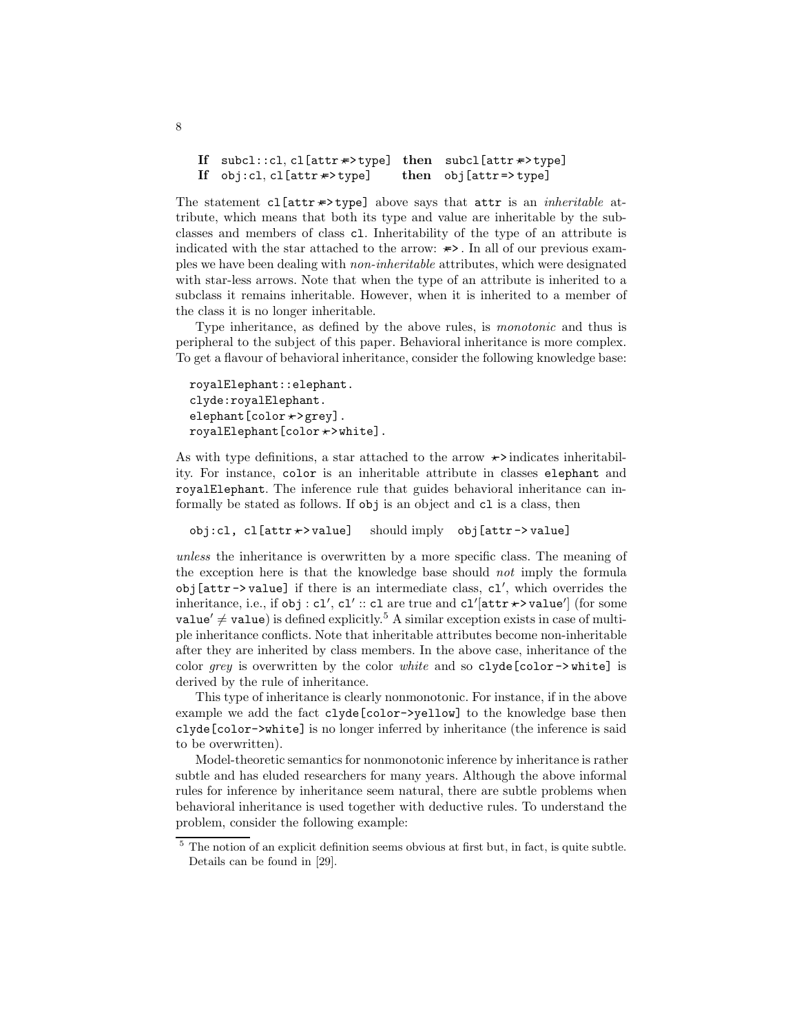**If** `subcl::cl, cl[attr *=> type]` **then** `subcl[attr *=> type]`
**If** `obj:cl, cl[attr *=> type]` **then** `obj[attr => type]`

The statement `cl[attr *=> type]` above says that `attr` is an *inheritable* attribute, which means that both its type and value are inheritable by the subclasses and members of class `cl`. Inheritability of the type of an attribute is indicated with the star attached to the arrow: `*=>`. In all of our previous examples we have been dealing with *non-inheritable* attributes, which were designated with star-less arrows. Note that when the type of an attribute is inherited to a subclass it remains inheritable. However, when it is inherited to a member of the class it is no longer inheritable.

Type inheritance, as defined by the above rules, is *monotonic* and thus is peripheral to the subject of this paper. Behavioral inheritance is more complex. To get a flavour of behavioral inheritance, consider the following knowledge base:

```
royalElephant::elephant.
clyde:royalElephant.
elephant[color *-> grey].
royalElephant[color *-> white].
```

As with type definitions, a star attached to the arrow `*->` indicates inheritability. For instance, `color` is an inheritable attribute in classes `elephant` and `royalElephant`. The inference rule that guides behavioral inheritance can informally be stated as follows. If `obj` is an object and `cl` is a class, then

`obj:cl, cl[attr *-> value]` should imply `obj[attr -> value]`

*unless* the inheritance is overwritten by a more specific class. The meaning of the exception here is that the knowledge base should *not* imply the formula `obj[attr -> value]` if there is an intermediate class, `cl'`, which overrides the inheritance, i.e., if `obj : cl'`, `cl' :: cl` are true and `cl'[attr *-> value']` (for some `value'` $\neq$ `value`) is defined explicitly.[5] A similar exception exists in case of multiple inheritance conflicts. Note that inheritable attributes become non-inheritable after they are inherited by class members. In the above case, inheritance of the color *grey* is overwritten by the color *white* and so `clyde[color -> white]` is derived by the rule of inheritance.

This type of inheritance is clearly nonmonotonic. For instance, if in the above example we add the fact `clyde[color->yellow]` to the knowledge base then `clyde[color->white]` is no longer inferred by inheritance (the inference is said to be overwritten).

Model-theoretic semantics for nonmonotonic inference by inheritance is rather subtle and has eluded researchers for many years. Although the above informal rules for inference by inheritance seem natural, there are subtle problems when behavioral inheritance is used together with deductive rules. To understand the problem, consider the following example:

[5] The notion of an explicit definition seems obvious at first but, in fact, is quite subtle. Details can be found in [29].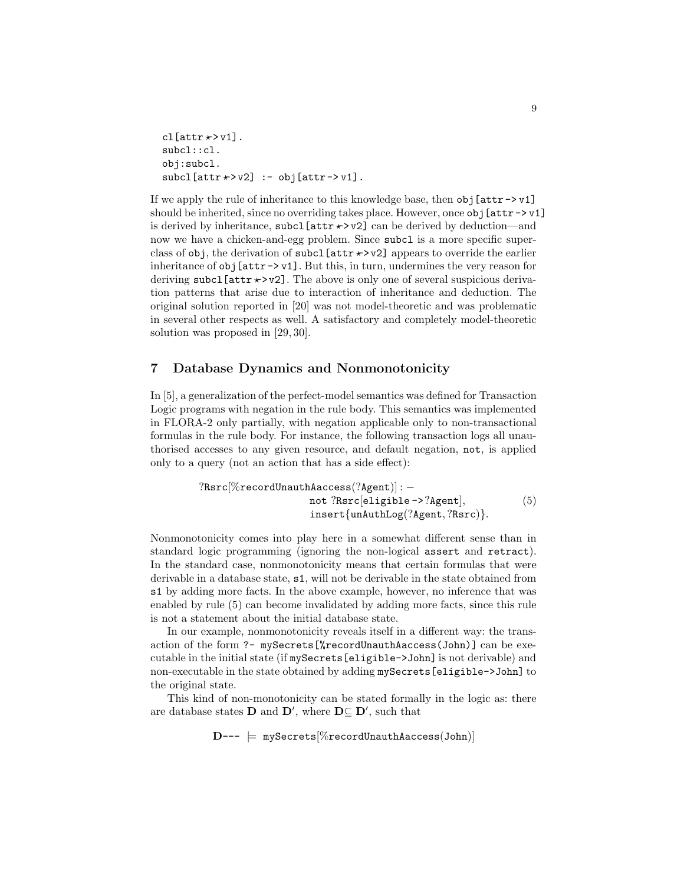```
cl[attr *=> v1].
subcl::cl.
obj:subcl.
subcl[attr *=> v2] :- obj[attr -> v1].
```

If we apply the rule of inheritance to this knowledge base, then obj[attr -> v1] should be inherited, since no overriding takes place. However, once obj[attr -> v1] is derived by inheritance, subcl[attr *=> v2] can be derived by deduction—and now we have a chicken-and-egg problem. Since subcl is a more specific superclass of obj, the derivation of subcl[attr *=> v2] appears to override the earlier inheritance of obj[attr -> v1]. But this, in turn, undermines the very reason for deriving subcl[attr *=> v2]. The above is only one of several suspicious derivation patterns that arise due to interaction of inheritance and deduction. The original solution reported in [20] was not model-theoretic and was problematic in several other respects as well. A satisfactory and completely model-theoretic solution was proposed in [29, 30].

## 7 Database Dynamics and Nonmonotonicity

In [5], a generalization of the perfect-model semantics was defined for Transaction Logic programs with negation in the rule body. This semantics was implemented in FLORA-2 only partially, with negation applicable only to non-transactional formulas in the rule body. For instance, the following transaction logs all unauthorised accesses to any given resource, and default negation, not, is applied only to a query (not an action that has a side effect):

$$
\begin{aligned}
&?\mathtt{Rsrc}[\%\mathtt{recordUnauthAaccess}(?\mathtt{Agent})] :- \\
&\qquad\qquad \mathtt{not}\ ?\mathtt{Rsrc}[\mathtt{eligible} \texttt{->} ?\mathtt{Agent}], \\
&\qquad\qquad \mathtt{insert}\{\mathtt{unAuthLog}(?\mathtt{Agent}, ?\mathtt{Rsrc})\}.
\end{aligned}
\tag{5}
$$

Nonmonotonicity comes into play here in a somewhat different sense than in standard logic programming (ignoring the non-logical assert and retract). In the standard case, nonmonotonicity means that certain formulas that were derivable in a database state, s1, will not be derivable in the state obtained from s1 by adding more facts. In the above example, however, no inference that was enabled by rule (5) can become invalidated by adding more facts, since this rule is not a statement about the initial database state.

In our example, nonmonotonicity reveals itself in a different way: the transaction of the form ?- mySecrets[%recordUnauthAaccess(John)] can be executable in the initial state (if mySecrets[eligible->John] is not derivable) and non-executable in the state obtained by adding mySecrets[eligible->John] to the original state.

This kind of non-monotonicity can be stated formally in the logic as: there are database states $\mathbf{D}$ and $\mathbf{D}'$, where $\mathbf{D} \subseteq \mathbf{D}'$, such that

$$\mathbf{D}\text{---} \models \mathtt{mySecrets}[\%\mathtt{recordUnauthAaccess}(\mathtt{John})]$$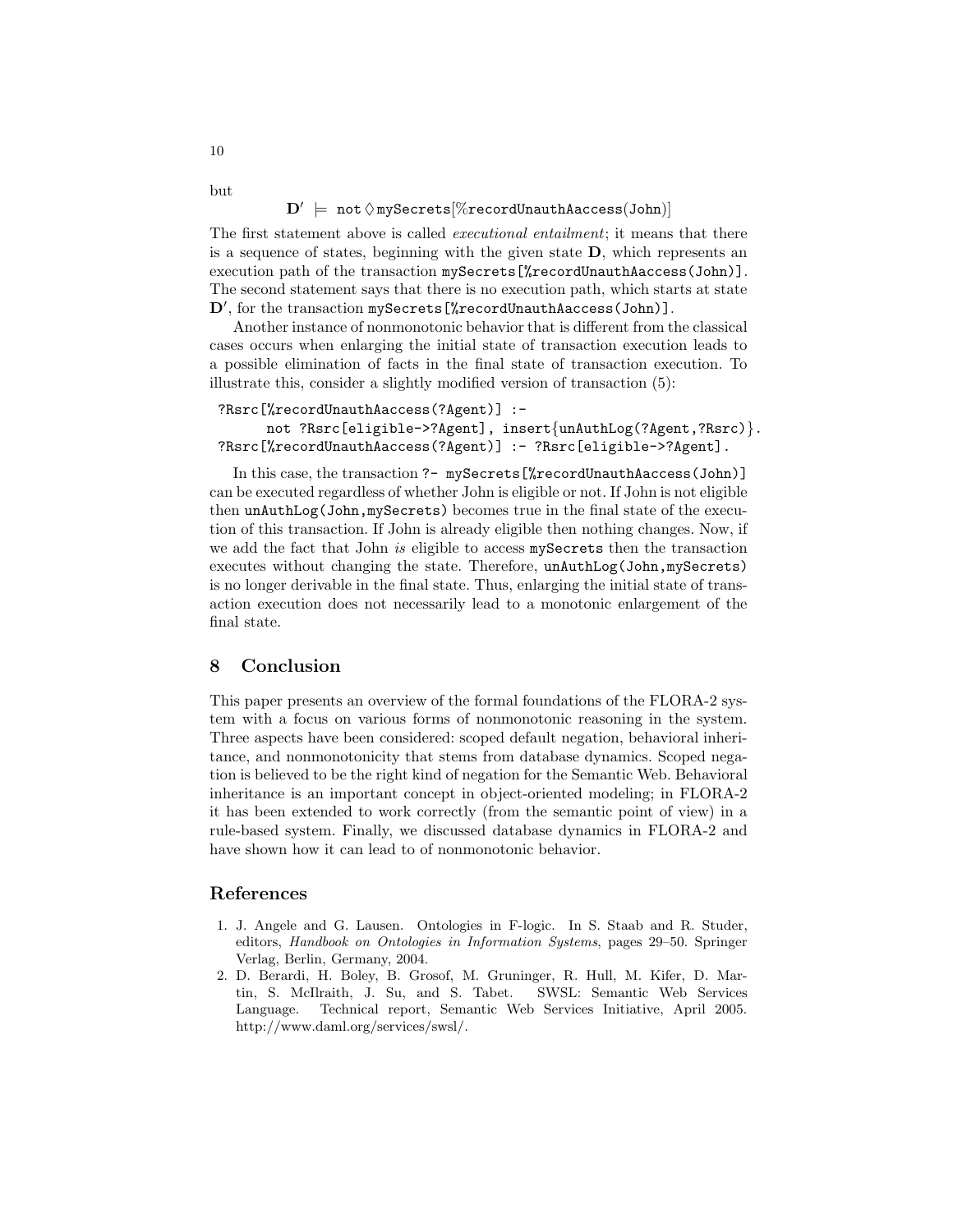but

$$\mathbf{D}' \models \texttt{not}\,\Diamond\,\texttt{mySecrets}[\%\texttt{recordUnauthAaccess(John)}]$$

The first statement above is called *executional entailment*; it means that there is a sequence of states, beginning with the given state **D**, which represents an execution path of the transaction `mySecrets[%recordUnauthAaccess(John)]`. The second statement says that there is no execution path, which starts at state $\mathbf{D}'$, for the transaction `mySecrets[%recordUnauthAaccess(John)]`.

Another instance of nonmonotonic behavior that is different from the classical cases occurs when enlarging the initial state of transaction execution leads to a possible elimination of facts in the final state of transaction execution. To illustrate this, consider a slightly modified version of transaction (5):

```
?Rsrc[%recordUnauthAaccess(?Agent)] :-
      not ?Rsrc[eligible->?Agent], insert{unAuthLog(?Agent,?Rsrc)}.
?Rsrc[%recordUnauthAaccess(?Agent)] :- ?Rsrc[eligible->?Agent].
```

In this case, the transaction `?- mySecrets[%recordUnauthAaccess(John)]` can be executed regardless of whether John is eligible or not. If John is not eligible then `unAuthLog(John,mySecrets)` becomes true in the final state of the execution of this transaction. If John is already eligible then nothing changes. Now, if we add the fact that John *is* eligible to access `mySecrets` then the transaction executes without changing the state. Therefore, `unAuthLog(John,mySecrets)` is no longer derivable in the final state. Thus, enlarging the initial state of transaction execution does not necessarily lead to a monotonic enlargement of the final state.

## 8 Conclusion

This paper presents an overview of the formal foundations of the FLORA-2 system with a focus on various forms of nonmonotonic reasoning in the system. Three aspects have been considered: scoped default negation, behavioral inheritance, and nonmonotonicity that stems from database dynamics. Scoped negation is believed to be the right kind of negation for the Semantic Web. Behavioral inheritance is an important concept in object-oriented modeling; in FLORA-2 it has been extended to work correctly (from the semantic point of view) in a rule-based system. Finally, we discussed database dynamics in FLORA-2 and have shown how it can lead to of nonmonotonic behavior.

## References

1. J. Angele and G. Lausen. Ontologies in F-logic. In S. Staab and R. Studer, editors, *Handbook on Ontologies in Information Systems*, pages 29–50. Springer Verlag, Berlin, Germany, 2004.
2. D. Berardi, H. Boley, B. Grosof, M. Gruninger, R. Hull, M. Kifer, D. Martin, S. McIlraith, J. Su, and S. Tabet. SWSL: Semantic Web Services Language. Technical report, Semantic Web Services Initiative, April 2005. http://www.daml.org/services/swsl/.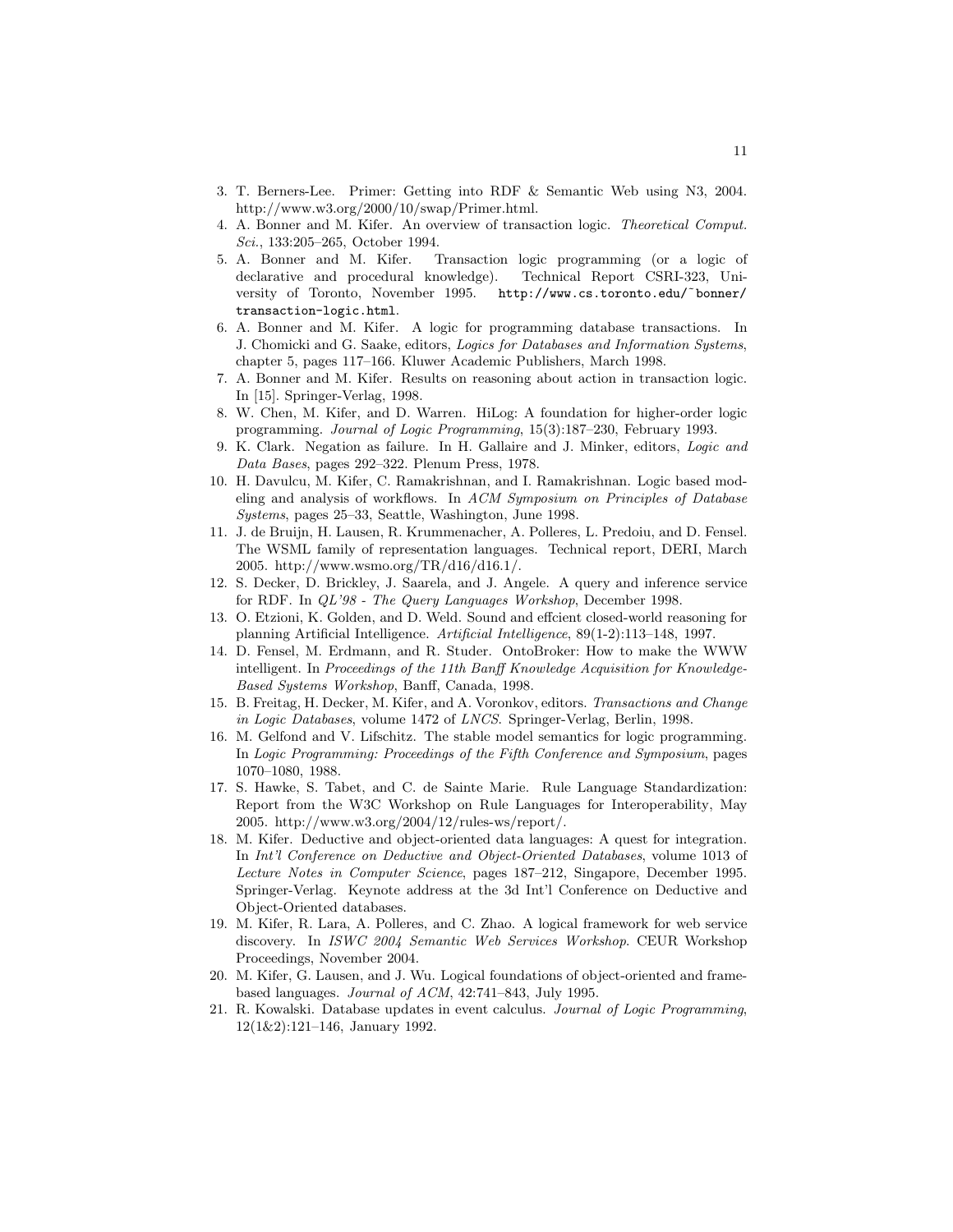3. T. Berners-Lee. Primer: Getting into RDF & Semantic Web using N3, 2004. http://www.w3.org/2000/10/swap/Primer.html.
4. A. Bonner and M. Kifer. An overview of transaction logic. *Theoretical Comput. Sci.*, 133:205–265, October 1994.
5. A. Bonner and M. Kifer. Transaction logic programming (or a logic of declarative and procedural knowledge). Technical Report CSRI-323, University of Toronto, November 1995. `http://www.cs.toronto.edu/~bonner/transaction-logic.html`.
6. A. Bonner and M. Kifer. A logic for programming database transactions. In J. Chomicki and G. Saake, editors, *Logics for Databases and Information Systems*, chapter 5, pages 117–166. Kluwer Academic Publishers, March 1998.
7. A. Bonner and M. Kifer. Results on reasoning about action in transaction logic. In [15]. Springer-Verlag, 1998.
8. W. Chen, M. Kifer, and D. Warren. HiLog: A foundation for higher-order logic programming. *Journal of Logic Programming*, 15(3):187–230, February 1993.
9. K. Clark. Negation as failure. In H. Gallaire and J. Minker, editors, *Logic and Data Bases*, pages 292–322. Plenum Press, 1978.
10. H. Davulcu, M. Kifer, C. Ramakrishnan, and I. Ramakrishnan. Logic based modeling and analysis of workflows. In *ACM Symposium on Principles of Database Systems*, pages 25–33, Seattle, Washington, June 1998.
11. J. de Bruijn, H. Lausen, R. Krummenacher, A. Polleres, L. Predoiu, and D. Fensel. The WSML family of representation languages. Technical report, DERI, March 2005. http://www.wsmo.org/TR/d16/d16.1/.
12. S. Decker, D. Brickley, J. Saarela, and J. Angele. A query and inference service for RDF. In *QL'98 - The Query Languages Workshop*, December 1998.
13. O. Etzioni, K. Golden, and D. Weld. Sound and effcient closed-world reasoning for planning Artificial Intelligence. *Artificial Intelligence*, 89(1-2):113–148, 1997.
14. D. Fensel, M. Erdmann, and R. Studer. OntoBroker: How to make the WWW intelligent. In *Proceedings of the 11th Banff Knowledge Acquisition for Knowledge-Based Systems Workshop*, Banff, Canada, 1998.
15. B. Freitag, H. Decker, M. Kifer, and A. Voronkov, editors. *Transactions and Change in Logic Databases*, volume 1472 of *LNCS*. Springer-Verlag, Berlin, 1998.
16. M. Gelfond and V. Lifschitz. The stable model semantics for logic programming. In *Logic Programming: Proceedings of the Fifth Conference and Symposium*, pages 1070–1080, 1988.
17. S. Hawke, S. Tabet, and C. de Sainte Marie. Rule Language Standardization: Report from the W3C Workshop on Rule Languages for Interoperability, May 2005. http://www.w3.org/2004/12/rules-ws/report/.
18. M. Kifer. Deductive and object-oriented data languages: A quest for integration. In *Int'l Conference on Deductive and Object-Oriented Databases*, volume 1013 of *Lecture Notes in Computer Science*, pages 187–212, Singapore, December 1995. Springer-Verlag. Keynote address at the 3d Int'l Conference on Deductive and Object-Oriented databases.
19. M. Kifer, R. Lara, A. Polleres, and C. Zhao. A logical framework for web service discovery. In *ISWC 2004 Semantic Web Services Workshop*. CEUR Workshop Proceedings, November 2004.
20. M. Kifer, G. Lausen, and J. Wu. Logical foundations of object-oriented and frame-based languages. *Journal of ACM*, 42:741–843, July 1995.
21. R. Kowalski. Database updates in event calculus. *Journal of Logic Programming*, 12(1&2):121–146, January 1992.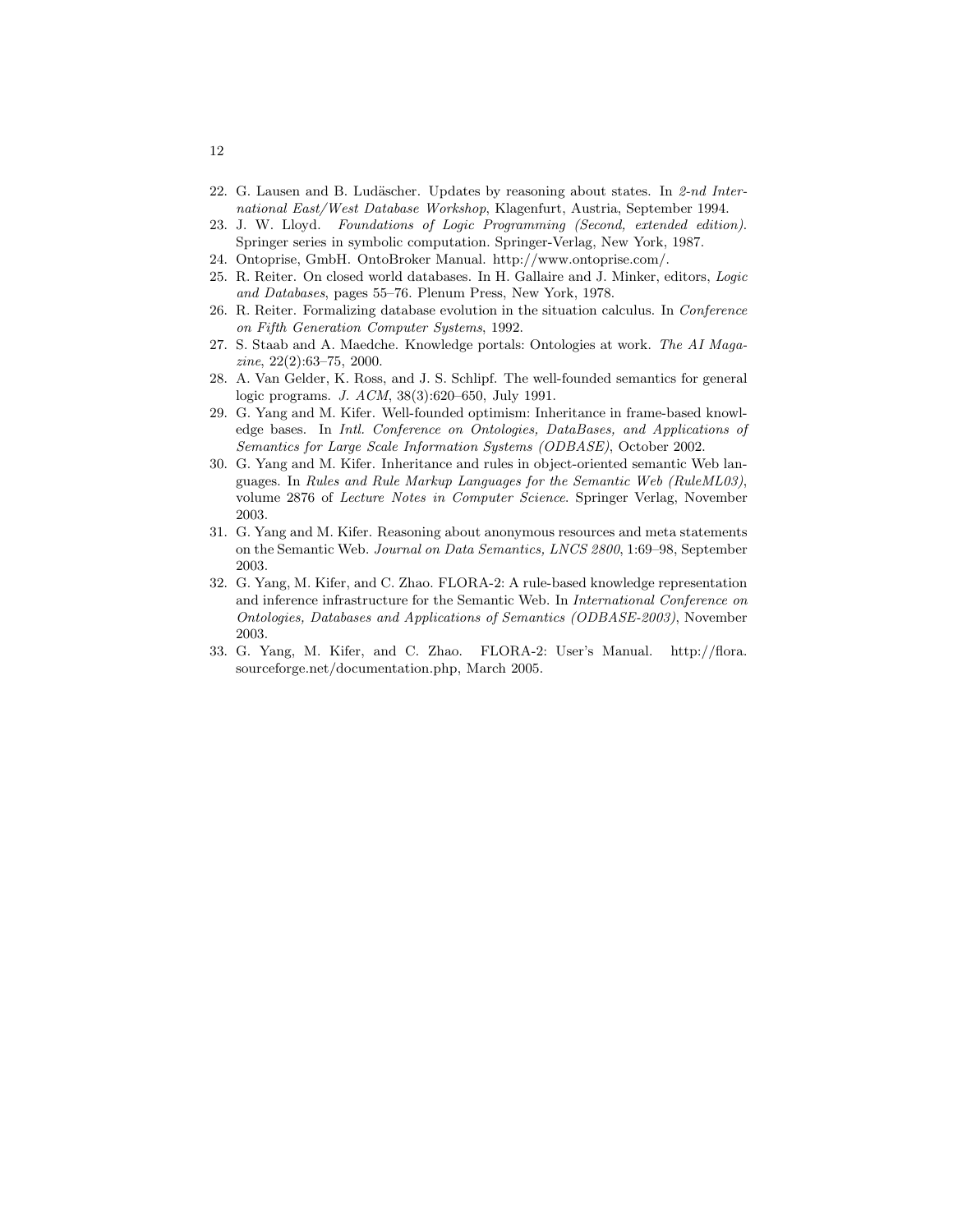22. G. Lausen and B. Ludäscher. Updates by reasoning about states. In *2-nd International East/West Database Workshop*, Klagenfurt, Austria, September 1994.
23. J. W. Lloyd. *Foundations of Logic Programming (Second, extended edition)*. Springer series in symbolic computation. Springer-Verlag, New York, 1987.
24. Ontoprise, GmbH. OntoBroker Manual. http://www.ontoprise.com/.
25. R. Reiter. On closed world databases. In H. Gallaire and J. Minker, editors, *Logic and Databases*, pages 55–76. Plenum Press, New York, 1978.
26. R. Reiter. Formalizing database evolution in the situation calculus. In *Conference on Fifth Generation Computer Systems*, 1992.
27. S. Staab and A. Maedche. Knowledge portals: Ontologies at work. *The AI Magazine*, 22(2):63–75, 2000.
28. A. Van Gelder, K. Ross, and J. S. Schlipf. The well-founded semantics for general logic programs. *J. ACM*, 38(3):620–650, July 1991.
29. G. Yang and M. Kifer. Well-founded optimism: Inheritance in frame-based knowledge bases. In *Intl. Conference on Ontologies, DataBases, and Applications of Semantics for Large Scale Information Systems (ODBASE)*, October 2002.
30. G. Yang and M. Kifer. Inheritance and rules in object-oriented semantic Web languages. In *Rules and Rule Markup Languages for the Semantic Web (RuleML03)*, volume 2876 of *Lecture Notes in Computer Science*. Springer Verlag, November 2003.
31. G. Yang and M. Kifer. Reasoning about anonymous resources and meta statements on the Semantic Web. *Journal on Data Semantics, LNCS 2800*, 1:69–98, September 2003.
32. G. Yang, M. Kifer, and C. Zhao. FLORA-2: A rule-based knowledge representation and inference infrastructure for the Semantic Web. In *International Conference on Ontologies, Databases and Applications of Semantics (ODBASE-2003)*, November 2003.
33. G. Yang, M. Kifer, and C. Zhao. FLORA-2: User's Manual. http://flora.sourceforge.net/documentation.php, March 2005.